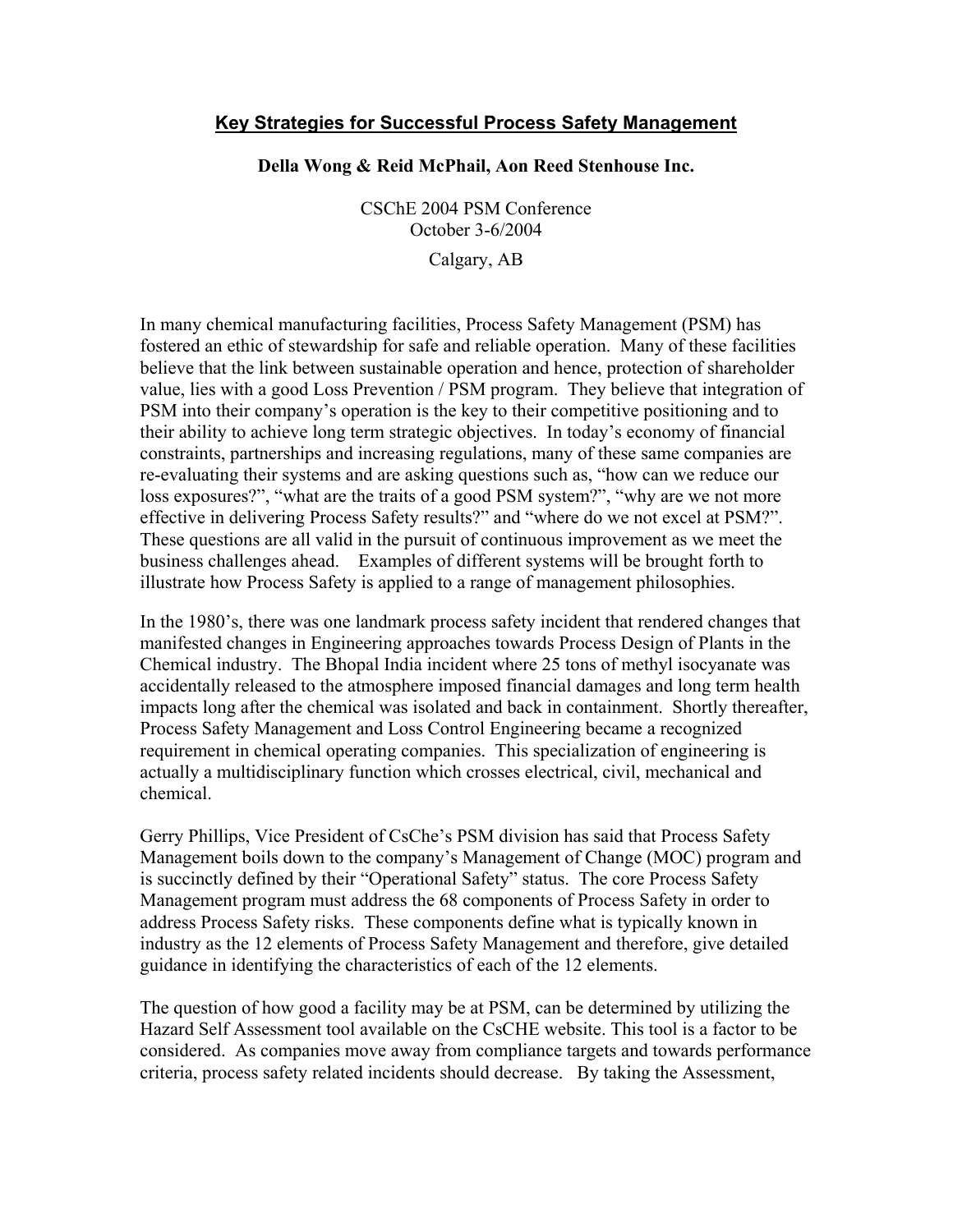# Key Strategies for Successful Process Safety Management

**Della Wong & Reid McPhail, Aon Reed Stenhouse Inc.**

CSChE 2004 PSM Conference
October 3-6/2004

Calgary, AB

In many chemical manufacturing facilities, Process Safety Management (PSM) has fostered an ethic of stewardship for safe and reliable operation. Many of these facilities believe that the link between sustainable operation and hence, protection of shareholder value, lies with a good Loss Prevention / PSM program. They believe that integration of PSM into their company's operation is the key to their competitive positioning and to their ability to achieve long term strategic objectives. In today's economy of financial constraints, partnerships and increasing regulations, many of these same companies are re-evaluating their systems and are asking questions such as, "how can we reduce our loss exposures?", "what are the traits of a good PSM system?", "why are we not more effective in delivering Process Safety results?" and "where do we not excel at PSM?". These questions are all valid in the pursuit of continuous improvement as we meet the business challenges ahead. Examples of different systems will be brought forth to illustrate how Process Safety is applied to a range of management philosophies.

In the 1980's, there was one landmark process safety incident that rendered changes that manifested changes in Engineering approaches towards Process Design of Plants in the Chemical industry. The Bhopal India incident where 25 tons of methyl isocyanate was accidentally released to the atmosphere imposed financial damages and long term health impacts long after the chemical was isolated and back in containment. Shortly thereafter, Process Safety Management and Loss Control Engineering became a recognized requirement in chemical operating companies. This specialization of engineering is actually a multidisciplinary function which crosses electrical, civil, mechanical and chemical.

Gerry Phillips, Vice President of CsChe's PSM division has said that Process Safety Management boils down to the company's Management of Change (MOC) program and is succinctly defined by their "Operational Safety" status. The core Process Safety Management program must address the 68 components of Process Safety in order to address Process Safety risks. These components define what is typically known in industry as the 12 elements of Process Safety Management and therefore, give detailed guidance in identifying the characteristics of each of the 12 elements.

The question of how good a facility may be at PSM, can be determined by utilizing the Hazard Self Assessment tool available on the CsCHE website. This tool is a factor to be considered. As companies move away from compliance targets and towards performance criteria, process safety related incidents should decrease. By taking the Assessment,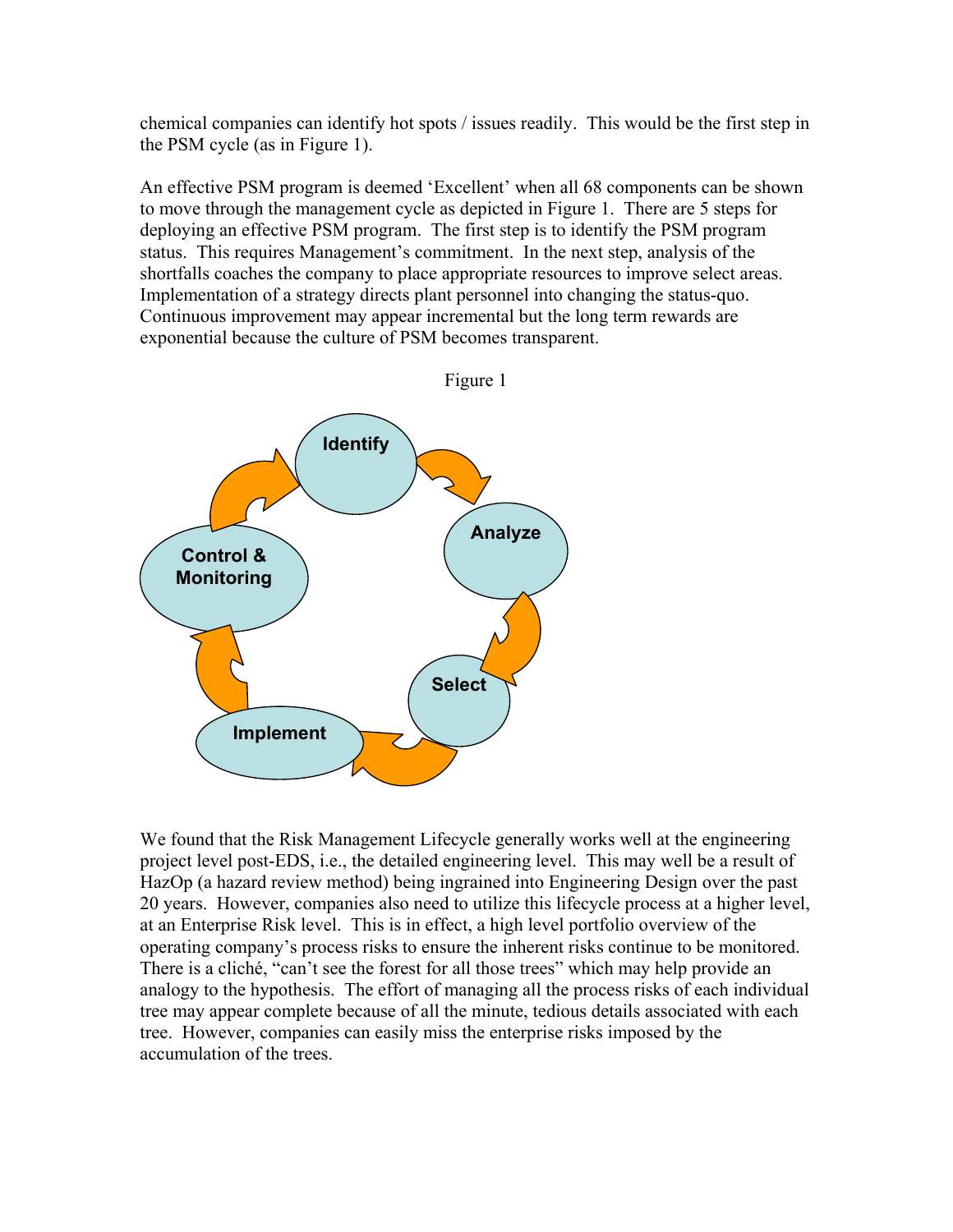chemical companies can identify hot spots / issues readily. This would be the first step in the PSM cycle (as in Figure 1).

An effective PSM program is deemed 'Excellent' when all 68 components can be shown to move through the management cycle as depicted in Figure 1. There are 5 steps for deploying an effective PSM program. The first step is to identify the PSM program status. This requires Management's commitment. In the next step, analysis of the shortfalls coaches the company to place appropriate resources to improve select areas. Implementation of a strategy directs plant personnel into changing the status-quo. Continuous improvement may appear incremental but the long term rewards are exponential because the culture of PSM becomes transparent.

Figure 1

Identify → Analyze → Select → Implement → Control & Monitoring → Identify

We found that the Risk Management Lifecycle generally works well at the engineering project level post-EDS, i.e., the detailed engineering level. This may well be a result of HazOp (a hazard review method) being ingrained into Engineering Design over the past 20 years. However, companies also need to utilize this lifecycle process at a higher level, at an Enterprise Risk level. This is in effect, a high level portfolio overview of the operating company's process risks to ensure the inherent risks continue to be monitored. There is a cliché, "can't see the forest for all those trees" which may help provide an analogy to the hypothesis. The effort of managing all the process risks of each individual tree may appear complete because of all the minute, tedious details associated with each tree. However, companies can easily miss the enterprise risks imposed by the accumulation of the trees.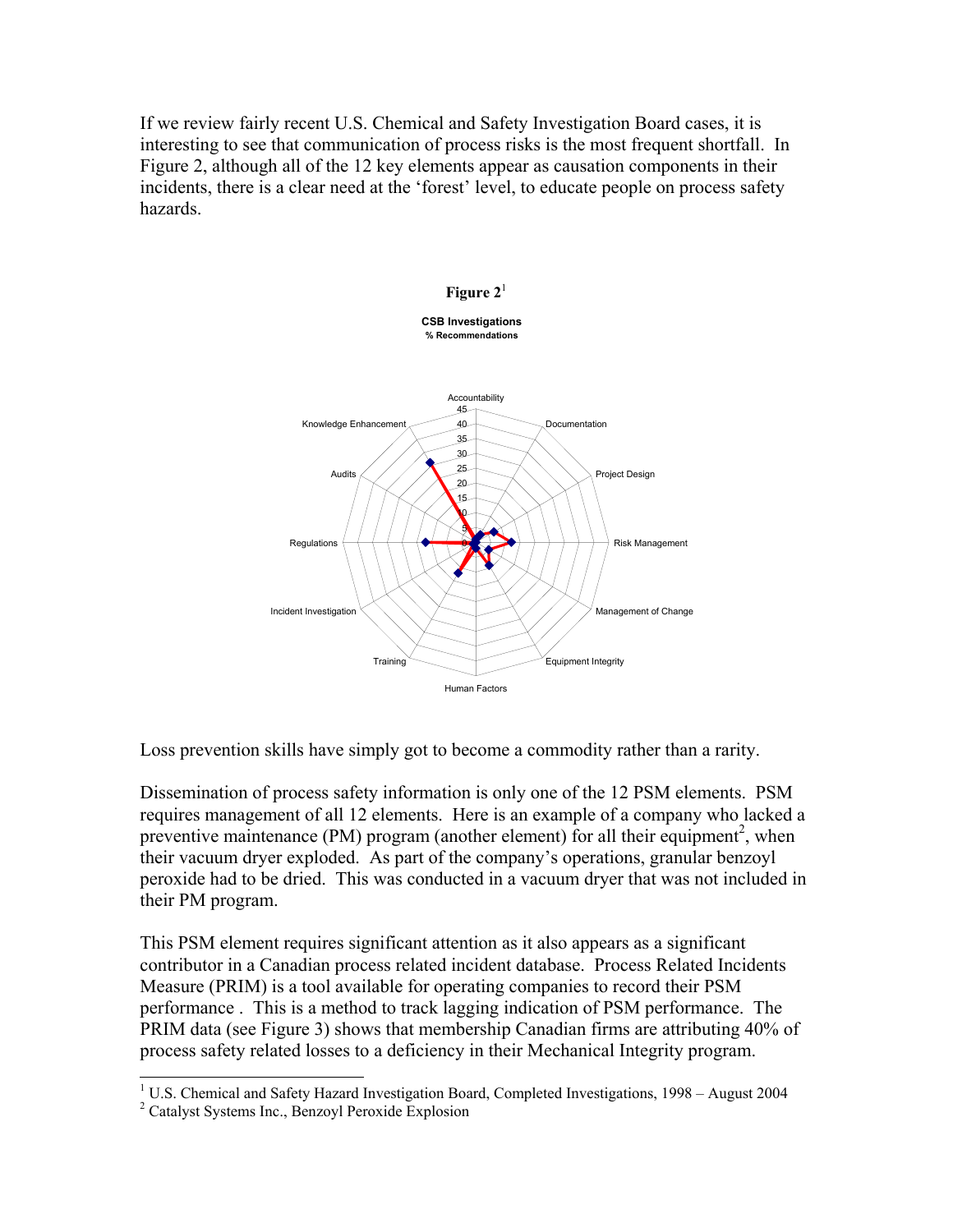If we review fairly recent U.S. Chemical and Safety Investigation Board cases, it is interesting to see that communication of process risks is the most frequent shortfall. In Figure 2, although all of the 12 key elements appear as causation components in their incidents, there is a clear need at the 'forest' level, to educate people on process safety hazards.

**Figure 2**[1]

**CSB Investigations**
**% Recommendations**

Loss prevention skills have simply got to become a commodity rather than a rarity.

Dissemination of process safety information is only one of the 12 PSM elements. PSM requires management of all 12 elements. Here is an example of a company who lacked a preventive maintenance (PM) program (another element) for all their equipment[2], when their vacuum dryer exploded. As part of the company's operations, granular benzoyl peroxide had to be dried. This was conducted in a vacuum dryer that was not included in their PM program.

This PSM element requires significant attention as it also appears as a significant contributor in a Canadian process related incident database. Process Related Incidents Measure (PRIM) is a tool available for operating companies to record their PSM performance . This is a method to track lagging indication of PSM performance. The PRIM data (see Figure 3) shows that membership Canadian firms are attributing 40% of process safety related losses to a deficiency in their Mechanical Integrity program.

---

[1] U.S. Chemical and Safety Hazard Investigation Board, Completed Investigations, 1998 – August 2004

[2] Catalyst Systems Inc., Benzoyl Peroxide Explosion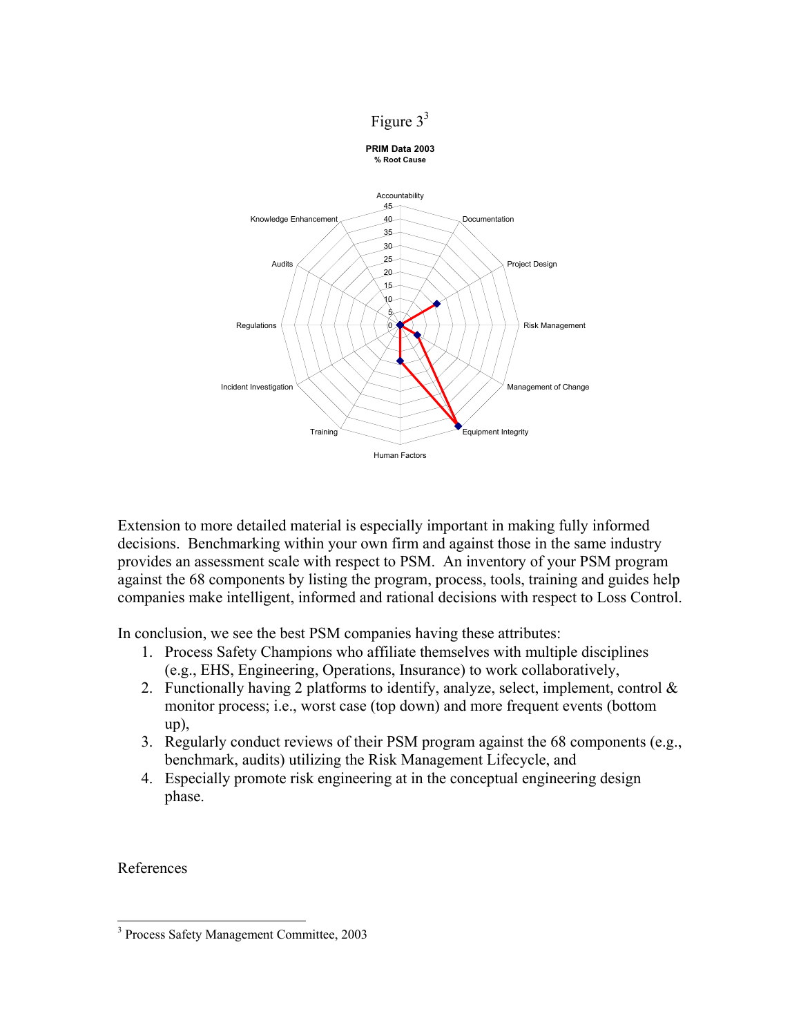Figure 3[3]

**PRIM Data 2003**
**% Root Cause**

Extension to more detailed material is especially important in making fully informed decisions. Benchmarking within your own firm and against those in the same industry provides an assessment scale with respect to PSM. An inventory of your PSM program against the 68 components by listing the program, process, tools, training and guides help companies make intelligent, informed and rational decisions with respect to Loss Control.

In conclusion, we see the best PSM companies having these attributes:

1. Process Safety Champions who affiliate themselves with multiple disciplines (e.g., EHS, Engineering, Operations, Insurance) to work collaboratively,
2. Functionally having 2 platforms to identify, analyze, select, implement, control & monitor process; i.e., worst case (top down) and more frequent events (bottom up),
3. Regularly conduct reviews of their PSM program against the 68 components (e.g., benchmark, audits) utilizing the Risk Management Lifecycle, and
4. Especially promote risk engineering at in the conceptual engineering design phase.

References

[3] Process Safety Management Committee, 2003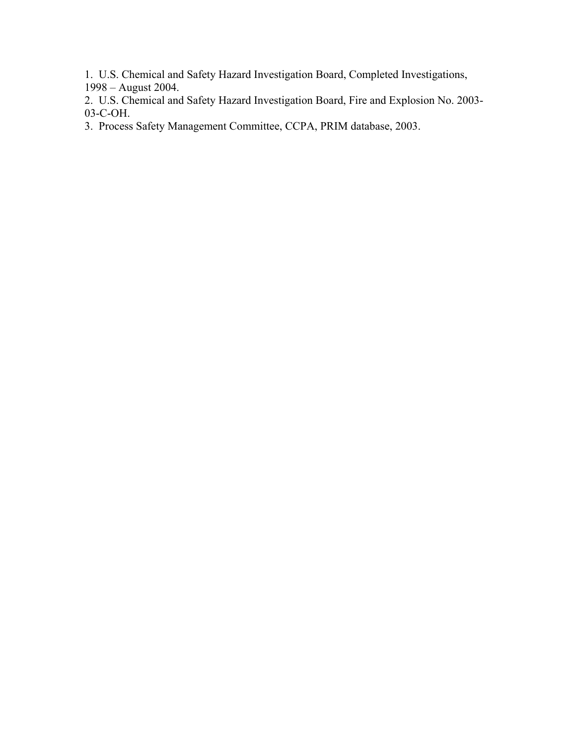1. U.S. Chemical and Safety Hazard Investigation Board, Completed Investigations, 1998 – August 2004.
2. U.S. Chemical and Safety Hazard Investigation Board, Fire and Explosion No. 2003-03-C-OH.
3. Process Safety Management Committee, CCPA, PRIM database, 2003.